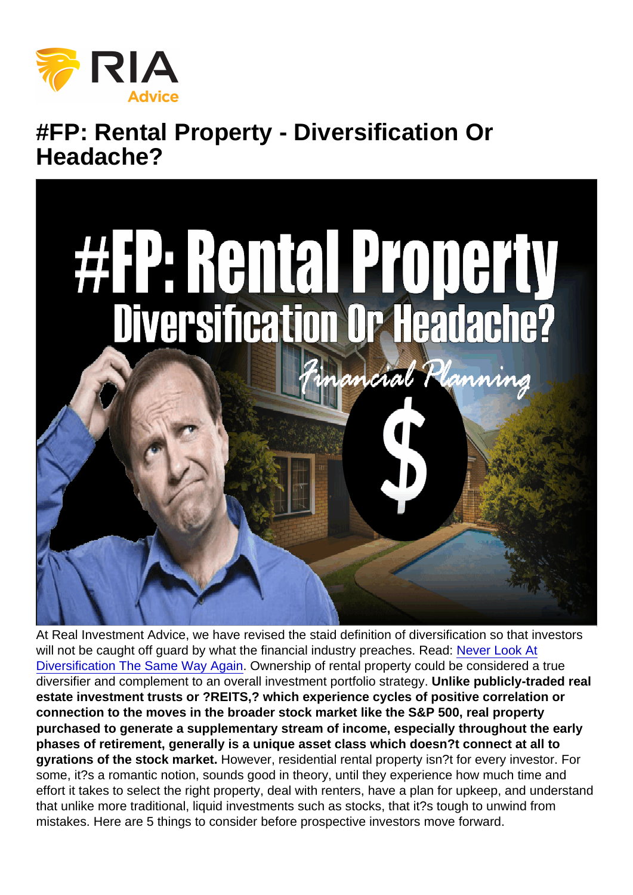# #FP: Rental Property - Diversification Or Headache?

At Real Investment Advice, we have revised the staid definition of diversification so that investors will not be caught off guard by what the financial industry preaches. Read: [Never Look At Diversification The Same Way Again](). Ownership of rental property could be considered a true diversifier and complement to an overall investment portfolio strategy. **Unlike publicly-traded real estate investment trusts or ?REITS,? which experience cycles of positive correlation or connection to the moves in the broader stock market like the S&P 500, real property purchased to generate a supplementary stream of income, especially throughout the early phases of retirement, generally is a unique asset class which doesn?t connect at all to gyrations of the stock market.** However, residential rental property isn?t for every investor. For some, it?s a romantic notion, sounds good in theory, until they experience how much time and effort it takes to select the right property, deal with renters, have a plan for upkeep, and understand that unlike more traditional, liquid investments such as stocks, that it?s tough to unwind from mistakes. Here are 5 things to consider before prospective investors move forward.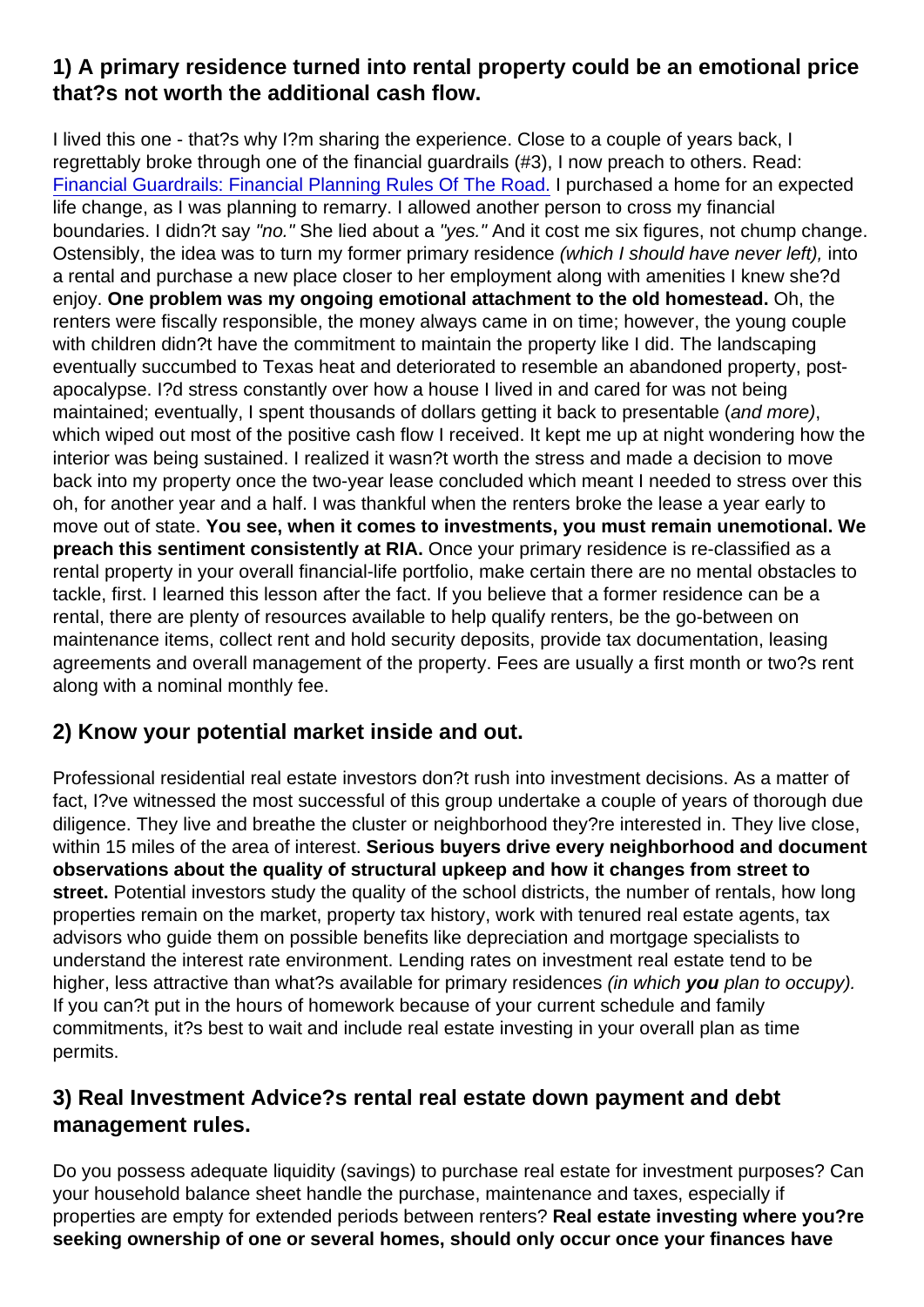## 1) A primary residence turned into rental property could be an emotional price that?s not worth the additional cash flow.

I lived this one - that?s why I?m sharing the experience. Close to a couple of years back, I regrettably broke through one of the financial guardrails (#3), I now preach to others. Read: [Financial Guardrails: Financial Planning Rules Of The Road.]() I purchased a home for an expected life change, as I was planning to remarry. I allowed another person to cross my financial boundaries. I didn?t say *"no."* She lied about a *"yes."* And it cost me six figures, not chump change. Ostensibly, the idea was to turn my former primary residence *(which I should have never left),* into a rental and purchase a new place closer to her employment along with amenities I knew she?d enjoy. **One problem was my ongoing emotional attachment to the old homestead.** Oh, the renters were fiscally responsible, the money always came in on time; however, the young couple with children didn?t have the commitment to maintain the property like I did. The landscaping eventually succumbed to Texas heat and deteriorated to resemble an abandoned property, post-apocalypse. I?d stress constantly over how a house I lived in and cared for was not being maintained; eventually, I spent thousands of dollars getting it back to presentable (*and more)*, which wiped out most of the positive cash flow I received. It kept me up at night wondering how the interior was being sustained. I realized it wasn?t worth the stress and made a decision to move back into my property once the two-year lease concluded which meant I needed to stress over this oh, for another year and a half. I was thankful when the renters broke the lease a year early to move out of state. **You see, when it comes to investments, you must remain unemotional. We preach this sentiment consistently at RIA.** Once your primary residence is re-classified as a rental property in your overall financial-life portfolio, make certain there are no mental obstacles to tackle, first. I learned this lesson after the fact. If you believe that a former residence can be a rental, there are plenty of resources available to help qualify renters, be the go-between on maintenance items, collect rent and hold security deposits, provide tax documentation, leasing agreements and overall management of the property. Fees are usually a first month or two?s rent along with a nominal monthly fee.

## 2) Know your potential market inside and out.

Professional residential real estate investors don?t rush into investment decisions. As a matter of fact, I?ve witnessed the most successful of this group undertake a couple of years of thorough due diligence. They live and breathe the cluster or neighborhood they?re interested in. They live close, within 15 miles of the area of interest. **Serious buyers drive every neighborhood and document observations about the quality of structural upkeep and how it changes from street to street.** Potential investors study the quality of the school districts, the number of rentals, how long properties remain on the market, property tax history, work with tenured real estate agents, tax advisors who guide them on possible benefits like depreciation and mortgage specialists to understand the interest rate environment. Lending rates on investment real estate tend to be higher, less attractive than what?s available for primary residences *(in which **you** plan to occupy).* If you can?t put in the hours of homework because of your current schedule and family commitments, it?s best to wait and include real estate investing in your overall plan as time permits.

## 3) Real Investment Advice?s rental real estate down payment and debt management rules.

Do you possess adequate liquidity (savings) to purchase real estate for investment purposes? Can your household balance sheet handle the purchase, maintenance and taxes, especially if properties are empty for extended periods between renters? **Real estate investing where you?re seeking ownership of one or several homes, should only occur once your finances have**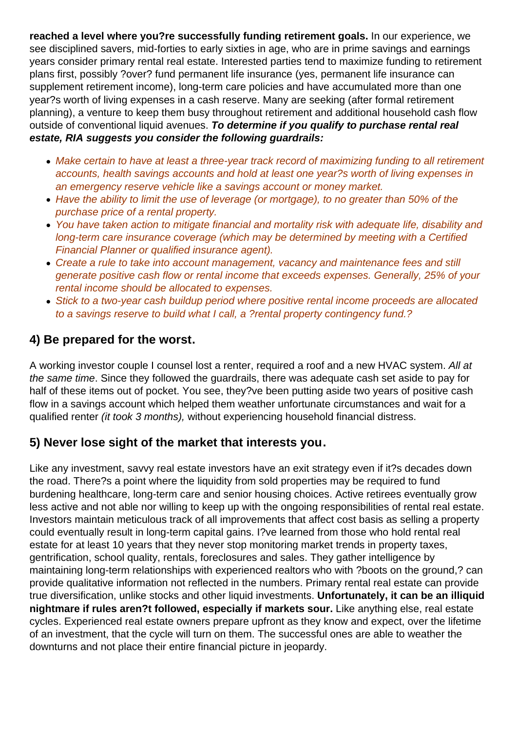**reached a level where you?re successfully funding retirement goals.** In our experience, we see disciplined savers, mid-forties to early sixties in age, who are in prime savings and earnings years consider primary rental real estate. Interested parties tend to maximize funding to retirement plans first, possibly ?over? fund permanent life insurance (yes, permanent life insurance can supplement retirement income), long-term care policies and have accumulated more than one year?s worth of living expenses in a cash reserve. Many are seeking (after formal retirement planning), a venture to keep them busy throughout retirement and additional household cash flow outside of conventional liquid avenues. ***To determine if you qualify to purchase rental real estate, RIA suggests you consider the following guardrails:***

- *Make certain to have at least a three-year track record of maximizing funding to all retirement accounts, health savings accounts and hold at least one year?s worth of living expenses in an emergency reserve vehicle like a savings account or money market.*
- *Have the ability to limit the use of leverage (or mortgage), to no greater than 50% of the purchase price of a rental property.*
- *You have taken action to mitigate financial and mortality risk with adequate life, disability and long-term care insurance coverage (which may be determined by meeting with a Certified Financial Planner or qualified insurance agent).*
- *Create a rule to take into account management, vacancy and maintenance fees and still generate positive cash flow or rental income that exceeds expenses. Generally, 25% of your rental income should be allocated to expenses.*
- *Stick to a two-year cash buildup period where positive rental income proceeds are allocated to a savings reserve to build what I call, a ?rental property contingency fund.?*

## 4) Be prepared for the worst.

A working investor couple I counsel lost a renter, required a roof and a new HVAC system. *All at the same time*. Since they followed the guardrails, there was adequate cash set aside to pay for half of these items out of pocket. You see, they?ve been putting aside two years of positive cash flow in a savings account which helped them weather unfortunate circumstances and wait for a qualified renter *(it took 3 months),* without experiencing household financial distress.

## 5) Never lose sight of the market that interests you.

Like any investment, savvy real estate investors have an exit strategy even if it?s decades down the road. There?s a point where the liquidity from sold properties may be required to fund burdening healthcare, long-term care and senior housing choices. Active retirees eventually grow less active and not able nor willing to keep up with the ongoing responsibilities of rental real estate. Investors maintain meticulous track of all improvements that affect cost basis as selling a property could eventually result in long-term capital gains. I?ve learned from those who hold rental real estate for at least 10 years that they never stop monitoring market trends in property taxes, gentrification, school quality, rentals, foreclosures and sales. They gather intelligence by maintaining long-term relationships with experienced realtors who with ?boots on the ground,? can provide qualitative information not reflected in the numbers. Primary rental real estate can provide true diversification, unlike stocks and other liquid investments. **Unfortunately, it can be an illiquid nightmare if rules aren?t followed, especially if markets sour.** Like anything else, real estate cycles. Experienced real estate owners prepare upfront as they know and expect, over the lifetime of an investment, that the cycle will turn on them. The successful ones are able to weather the downturns and not place their entire financial picture in jeopardy.